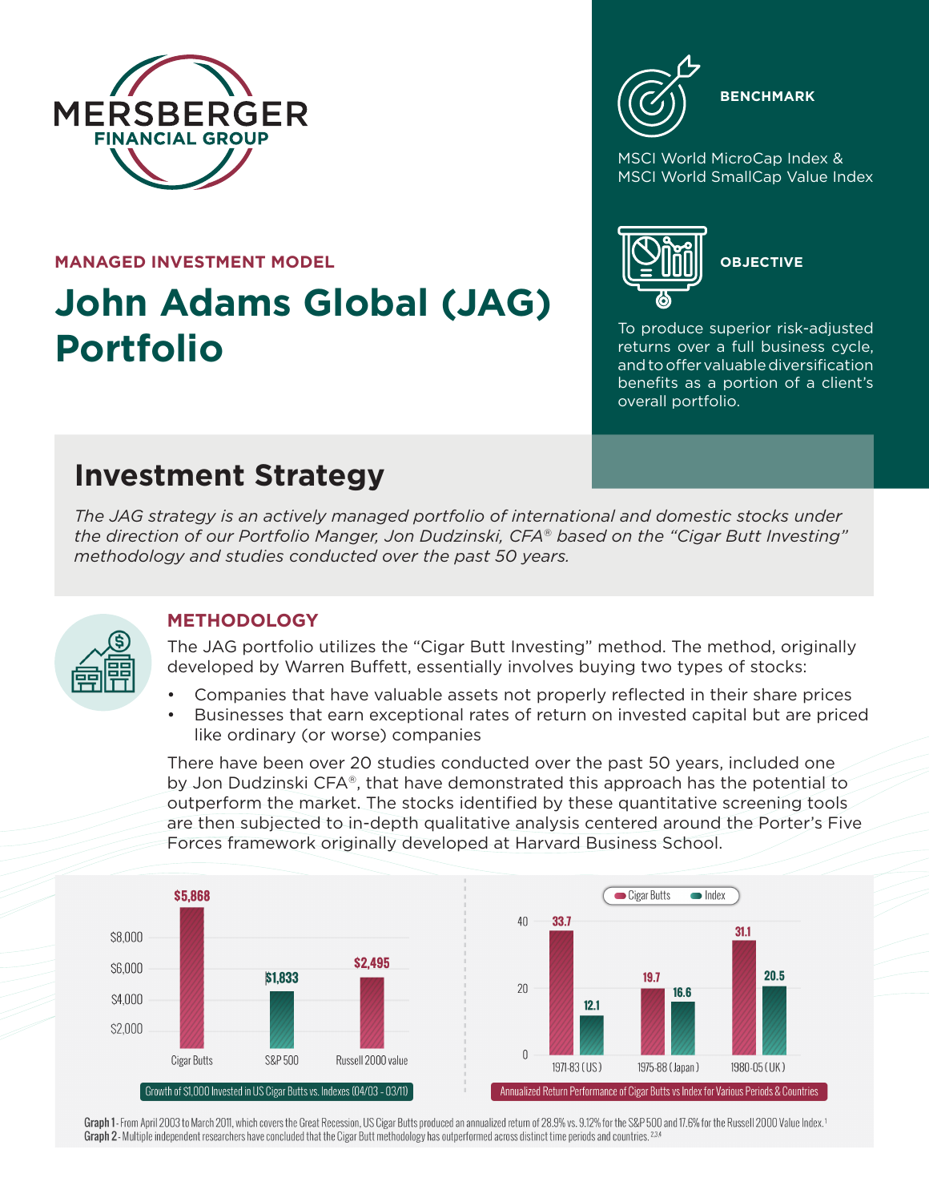MERSBERGER
FINANCIAL GROUP

**MANAGED INVESTMENT MODEL**

# John Adams Global (JAG) Portfolio

**BENCHMARK**

MSCI World MicroCap Index & MSCI World SmallCap Value Index

**OBJECTIVE**

To produce superior risk-adjusted returns over a full business cycle, and to offer valuable diversification benefits as a portion of a client's overall portfolio.

## Investment Strategy

*The JAG strategy is an actively managed portfolio of international and domestic stocks under the direction of our Portfolio Manger, Jon Dudzinski, CFA® based on the "Cigar Butt Investing" methodology and studies conducted over the past 50 years.*

### METHODOLOGY

The JAG portfolio utilizes the "Cigar Butt Investing" method. The method, originally developed by Warren Buffett, essentially involves buying two types of stocks:

- Companies that have valuable assets not properly reflected in their share prices
- Businesses that earn exceptional rates of return on invested capital but are priced like ordinary (or worse) companies

There have been over 20 studies conducted over the past 50 years, included one by Jon Dudzinski CFA®, that have demonstrated this approach has the potential to outperform the market. The stocks identified by these quantitative screening tools are then subjected to in-depth qualitative analysis centered around the Porter's Five Forces framework originally developed at Harvard Business School.

**Growth of $1,000 Invested in US Cigar Butts vs. Indexes (04/03 - 03/11)**

| | Cigar Butts | S&P 500 | Russell 2000 value |
|---|---|---|---|
| Value | $5,868 | $1,833 | $2,495 |

**Annualized Return Performance of Cigar Butts vs Index for Various Periods & Countries**

| Period | Cigar Butts | Index |
|---|---|---|
| 1971-83 (US) | 33.7 | 12.1 |
| 1975-88 (Japan) | 19.7 | 16.6 |
| 1980-05 (UK) | 31.1 | 20.5 |

**Graph 1** - From April 2003 to March 2011, which covers the Great Recession, US Cigar Butts produced an annualized return of 28.9% vs. 9.12% for the S&P 500 and 17.6% for the Russell 2000 Value Index.[1]
**Graph 2** - Multiple independent researchers have concluded that the Cigar Butt methodology has outperformed across distinct time periods and countries.[2,3,4]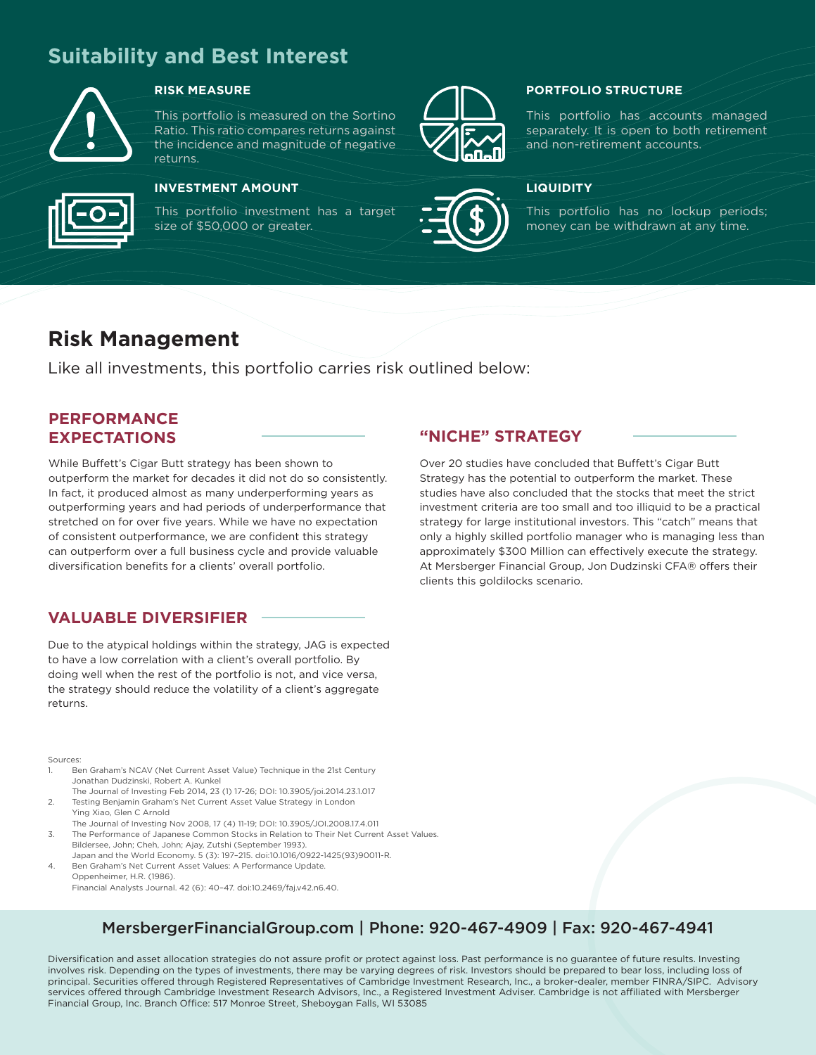## Suitability and Best Interest

### RISK MEASURE

This portfolio is measured on the Sortino Ratio. This ratio compares returns against the incidence and magnitude of negative returns.

### INVESTMENT AMOUNT

This portfolio investment has a target size of $50,000 or greater.

### PORTFOLIO STRUCTURE

This portfolio has accounts managed separately. It is open to both retirement and non-retirement accounts.

### LIQUIDITY

This portfolio has no lockup periods; money can be withdrawn at any time.

## Risk Management

Like all investments, this portfolio carries risk outlined below:

### PERFORMANCE EXPECTATIONS

While Buffett's Cigar Butt strategy has been shown to outperform the market for decades it did not do so consistently. In fact, it produced almost as many underperforming years as outperforming years and had periods of underperformance that stretched on for over five years. While we have no expectation of consistent outperformance, we are confident this strategy can outperform over a full business cycle and provide valuable diversification benefits for a clients' overall portfolio.

### VALUABLE DIVERSIFIER

Due to the atypical holdings within the strategy, JAG is expected to have a low correlation with a client's overall portfolio. By doing well when the rest of the portfolio is not, and vice versa, the strategy should reduce the volatility of a client's aggregate returns.

### "NICHE" STRATEGY

Over 20 studies have concluded that Buffett's Cigar Butt Strategy has the potential to outperform the market. These studies have also concluded that the stocks that meet the strict investment criteria are too small and too illiquid to be a practical strategy for large institutional investors. This "catch" means that only a highly skilled portfolio manager who is managing less than approximately $300 Million can effectively execute the strategy. At Mersberger Financial Group, Jon Dudzinski CFA® offers their clients this goldilocks scenario.

Sources:

1. Ben Graham's NCAV (Net Current Asset Value) Technique in the 21st Century
   Jonathan Dudzinski, Robert A. Kunkel
   The Journal of Investing Feb 2014, 23 (1) 17-26; DOI: 10.3905/joi.2014.23.1.017
2. Testing Benjamin Graham's Net Current Asset Value Strategy in London
   Ying Xiao, Glen C Arnold
   The Journal of Investing Nov 2008, 17 (4) 11-19; DOI: 10.3905/JOI.2008.17.4.011
3. The Performance of Japanese Common Stocks in Relation to Their Net Current Asset Values.
   Bildersee, John; Cheh, John; Ajay, Zutshi (September 1993).
   Japan and the World Economy. 5 (3): 197–215. doi:10.1016/0922-1425(93)90011-R.
4. Ben Graham's Net Current Asset Values: A Performance Update.
   Oppenheimer, H.R. (1986).
   Financial Analysts Journal. 42 (6): 40–47. doi:10.2469/faj.v42.n6.40.

MersbergerFinancialGroup.com | Phone: 920-467-4909 | Fax: 920-467-4941

Diversification and asset allocation strategies do not assure profit or protect against loss. Past performance is no guarantee of future results. Investing involves risk. Depending on the types of investments, there may be varying degrees of risk. Investors should be prepared to bear loss, including loss of principal. Securities offered through Registered Representatives of Cambridge Investment Research, Inc., a broker-dealer, member FINRA/SIPC. Advisory services offered through Cambridge Investment Research Advisors, Inc., a Registered Investment Adviser. Cambridge is not affiliated with Mersberger Financial Group, Inc. Branch Office: 517 Monroe Street, Sheboygan Falls, WI 53085